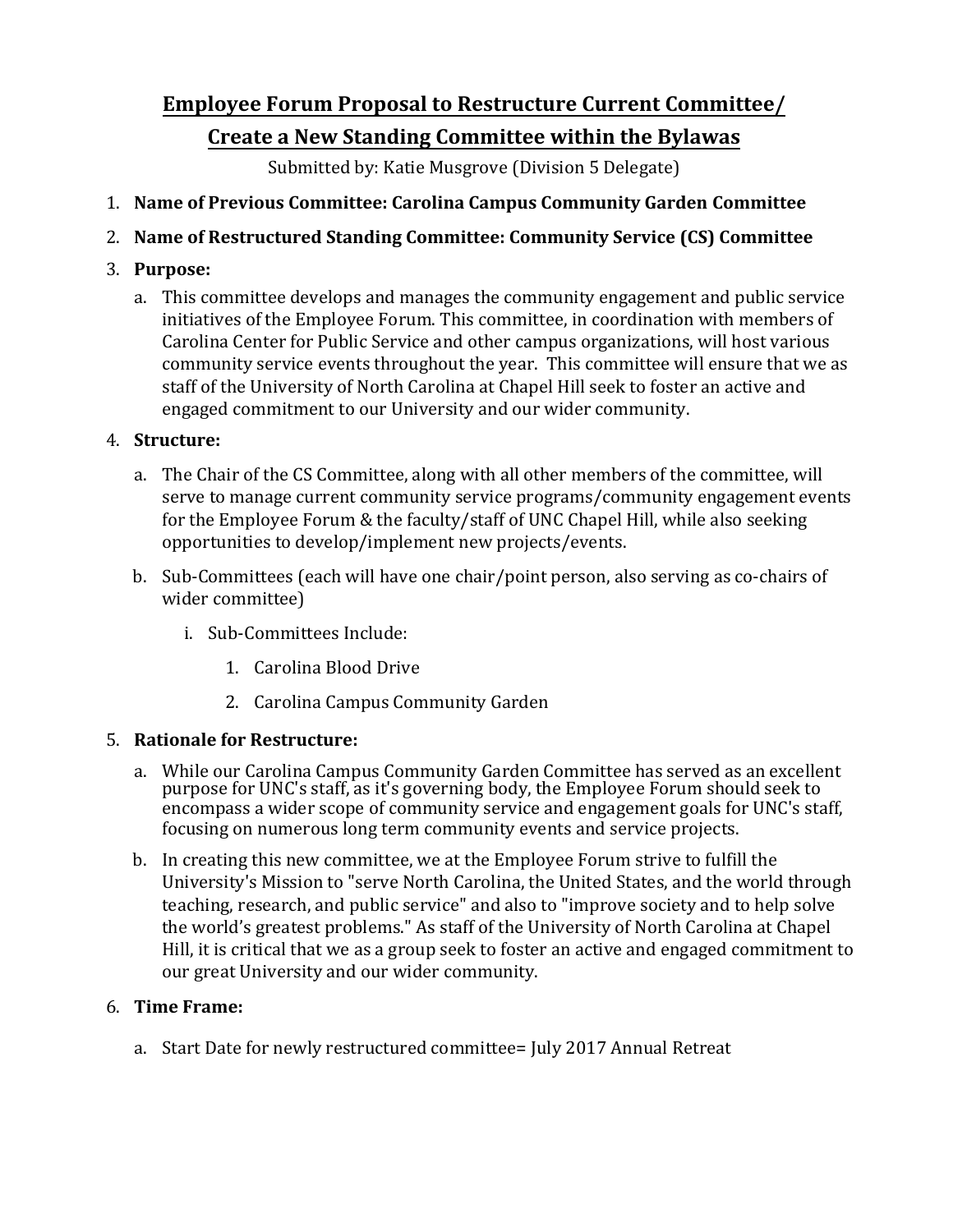# Employee Forum Proposal to Restructure Current Committee/ Create a New Standing Committee within the Bylawas

Submitted by: Katie Musgrove (Division 5 Delegate)

1. **Name of Previous Committee: Carolina Campus Community Garden Committee**
2. **Name of Restructured Standing Committee: Community Service (CS) Committee**
3. **Purpose:**
   a. This committee develops and manages the community engagement and public service initiatives of the Employee Forum. This committee, in coordination with members of Carolina Center for Public Service and other campus organizations, will host various community service events throughout the year. This committee will ensure that we as staff of the University of North Carolina at Chapel Hill seek to foster an active and engaged commitment to our University and our wider community.
4. **Structure:**
   a. The Chair of the CS Committee, along with all other members of the committee, will serve to manage current community service programs/community engagement events for the Employee Forum & the faculty/staff of UNC Chapel Hill, while also seeking opportunities to develop/implement new projects/events.
   
   b. Sub-Committees (each will have one chair/point person, also serving as co-chairs of wider committee)
      i. Sub-Committees Include:
         1. Carolina Blood Drive
         2. Carolina Campus Community Garden
5. **Rationale for Restructure:**
   a. While our Carolina Campus Community Garden Committee has served as an excellent purpose for UNC's staff, as it's governing body, the Employee Forum should seek to encompass a wider scope of community service and engagement goals for UNC's staff, focusing on numerous long term community events and service projects.
   
   b. In creating this new committee, we at the Employee Forum strive to fulfill the University's Mission to "serve North Carolina, the United States, and the world through teaching, research, and public service" and also to "improve society and to help solve the world's greatest problems." As staff of the University of North Carolina at Chapel Hill, it is critical that we as a group seek to foster an active and engaged commitment to our great University and our wider community.
6. **Time Frame:**
   a. Start Date for newly restructured committee= July 2017 Annual Retreat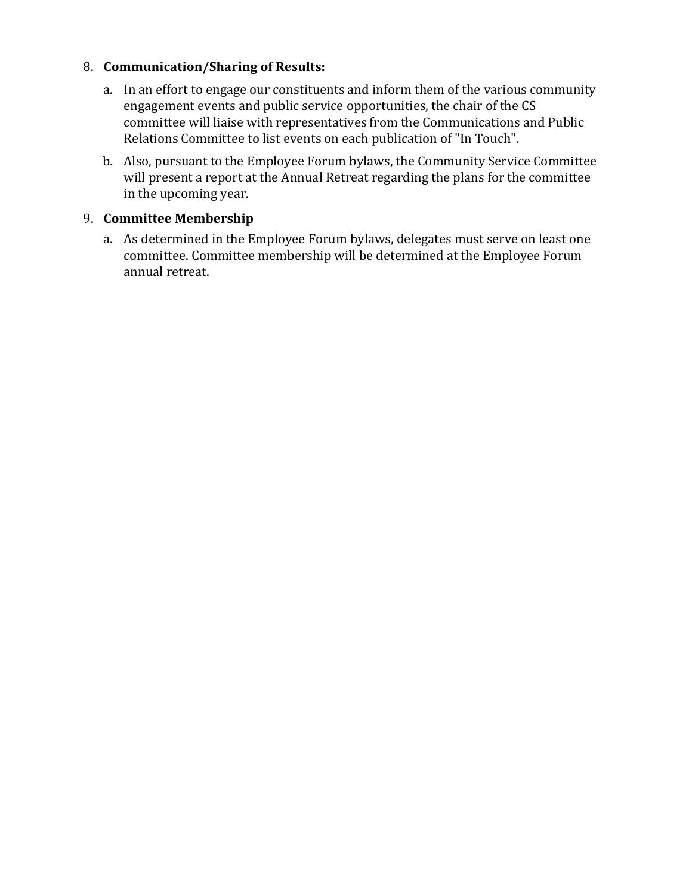8. **Communication/Sharing of Results:**
   a. In an effort to engage our constituents and inform them of the various community engagement events and public service opportunities, the chair of the CS committee will liaise with representatives from the Communications and Public Relations Committee to list events on each publication of "In Touch".
   b. Also, pursuant to the Employee Forum bylaws, the Community Service Committee will present a report at the Annual Retreat regarding the plans for the committee in the upcoming year.
9. **Committee Membership**
   a. As determined in the Employee Forum bylaws, delegates must serve on least one committee. Committee membership will be determined at the Employee Forum annual retreat.